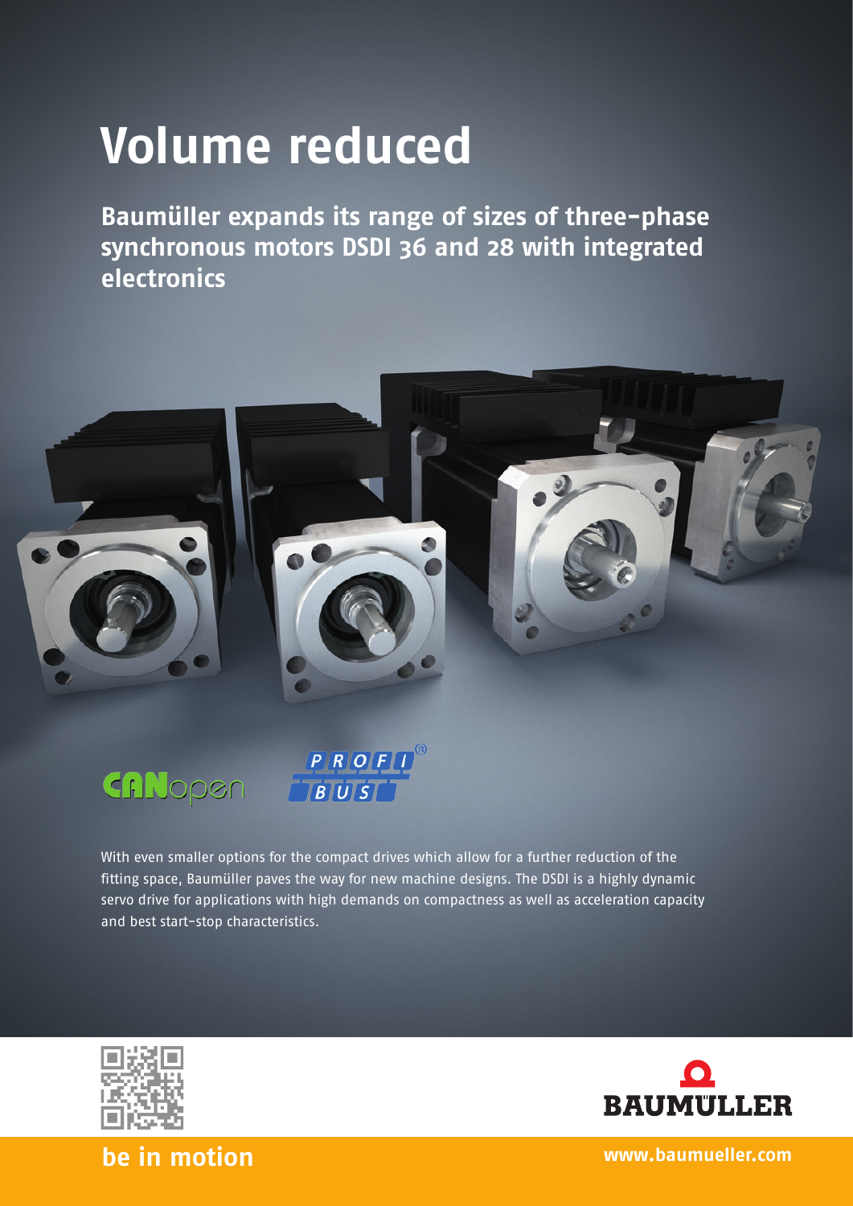# Volume reduced

## Baumüller expands its range of sizes of three-phase synchronous motors DSDI 36 and 28 with integrated electronics

CANopen

PROFI BUS

With even smaller options for the compact drives which allow for a further reduction of the fitting space, Baumüller paves the way for new machine designs. The DSDI is a highly dynamic servo drive for applications with high demands on compactness as well as acceleration capacity and best start-stop characteristics.

BAUMÜLLER

**be in motion**

**www.baumueller.com**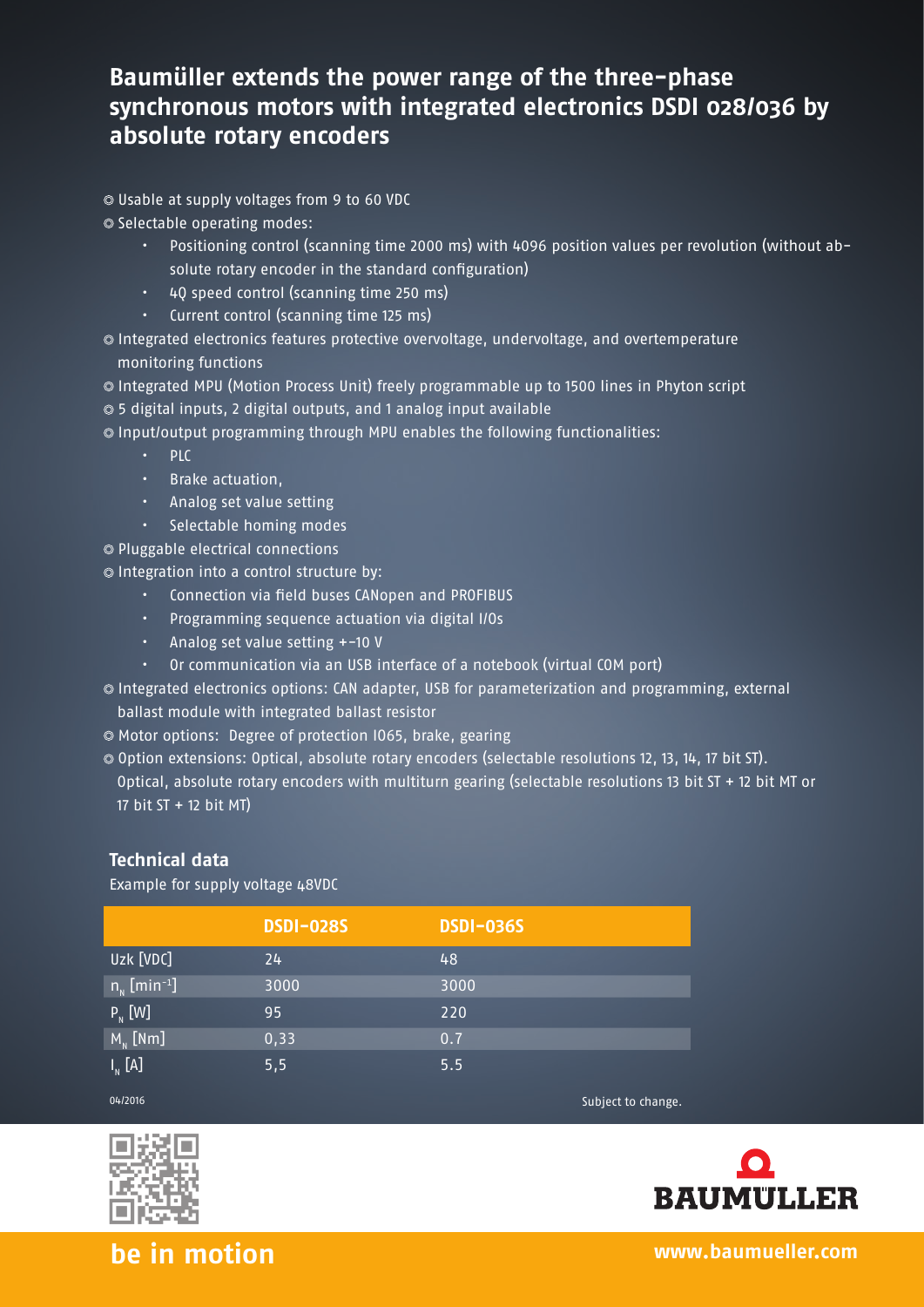# Baumüller extends the power range of the three-phase synchronous motors with integrated electronics DSDI 028/036 by absolute rotary encoders

- Usable at supply voltages from 9 to 60 VDC
- Selectable operating modes:
  - Positioning control (scanning time 2000 ms) with 4096 position values per revolution (without absolute rotary encoder in the standard configuration)
  - 4Q speed control (scanning time 250 ms)
  - Current control (scanning time 125 ms)
- Integrated electronics features protective overvoltage, undervoltage, and overtemperature monitoring functions
- Integrated MPU (Motion Process Unit) freely programmable up to 1500 lines in Phyton script
- 5 digital inputs, 2 digital outputs, and 1 analog input available
- Input/output programming through MPU enables the following functionalities:
  - PLC
  - Brake actuation,
  - Analog set value setting
  - Selectable homing modes
- Pluggable electrical connections
- Integration into a control structure by:
  - Connection via field buses CANopen and PROFIBUS
  - Programming sequence actuation via digital I/Os
  - Analog set value setting +-10 V
  - Or communication via an USB interface of a notebook (virtual COM port)
- Integrated electronics options: CAN adapter, USB for parameterization and programming, external ballast module with integrated ballast resistor
- Motor options: Degree of protection IO65, brake, gearing
- Option extensions: Optical, absolute rotary encoders (selectable resolutions 12, 13, 14, 17 bit ST). Optical, absolute rotary encoders with multiturn gearing (selectable resolutions 13 bit ST + 12 bit MT or 17 bit ST + 12 bit MT)

## Technical data

Example for supply voltage 48VDC

| | DSDI-028S | DSDI-036S |
|---|---|---|
| Uzk [VDC] | 24 | 48 |
| $n_N$ [$min^{-1}$] | 3000 | 3000 |
| $P_N$ [W] | 95 | 220 |
| $M_N$ [Nm] | 0,33 | 0.7 |
| $I_N$ [A] | 5,5 | 5.5 |

04/2016

Subject to change.

BAUMÜLLER

be in motion

www.baumueller.com